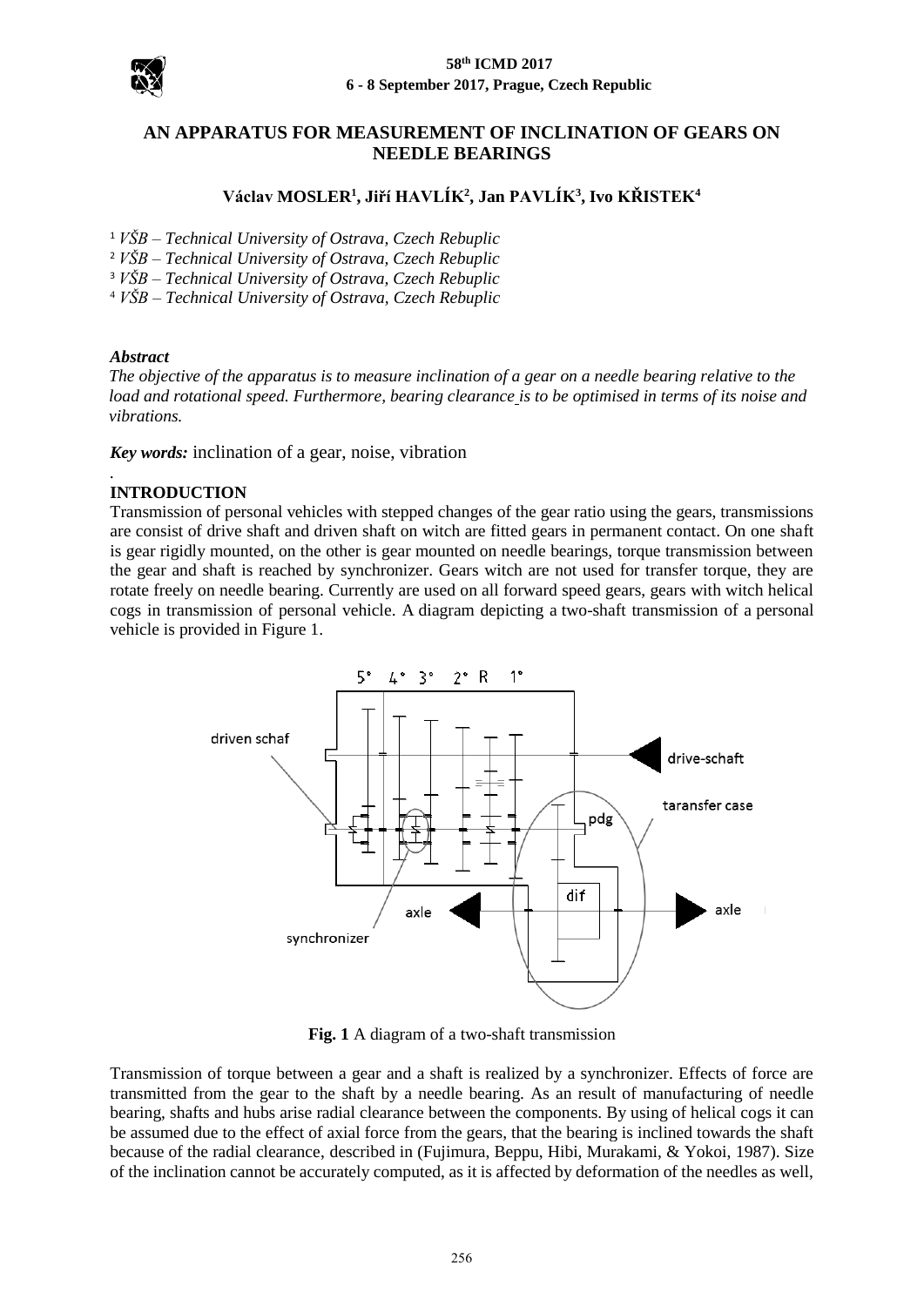# AN APPARATUS FOR MEASUREMENT OF INCLINATION OF GEARS ON NEEDLE BEARINGS

**Václav MOSLER[1], Jiří HAVLÍK[2], Jan PAVLÍK[3], Ivo KŘISTEK[4]**

[1] *VŠB – Technical University of Ostrava, Czech Rebuplic*
[2] *VŠB – Technical University of Ostrava, Czech Rebuplic*
[3] *VŠB – Technical University of Ostrava, Czech Rebuplic*
[4] *VŠB – Technical University of Ostrava, Czech Rebuplic*

***Abstract***

*The objective of the apparatus is to measure inclination of a gear on a needle bearing relative to the load and rotational speed. Furthermore, bearing clearance is to be optimised in terms of its noise and vibrations.*

***Key words:*** inclination of a gear, noise, vibration

## INTRODUCTION

Transmission of personal vehicles with stepped changes of the gear ratio using the gears, transmissions are consist of drive shaft and driven shaft on witch are fitted gears in permanent contact. On one shaft is gear rigidly mounted, on the other is gear mounted on needle bearings, torque transmission between the gear and shaft is reached by synchronizer. Gears witch are not used for transfer torque, they are rotate freely on needle bearing. Currently are used on all forward speed gears, gears with witch helical cogs in transmission of personal vehicle. A diagram depicting a two-shaft transmission of a personal vehicle is provided in Figure 1.

**Fig. 1** A diagram of a two-shaft transmission

Transmission of torque between a gear and a shaft is realized by a synchronizer. Effects of force are transmitted from the gear to the shaft by a needle bearing. As an result of manufacturing of needle bearing, shafts and hubs arise radial clearance between the components. By using of helical cogs it can be assumed due to the effect of axial force from the gears, that the bearing is inclined towards the shaft because of the radial clearance, described in (Fujimura, Beppu, Hibi, Murakami, & Yokoi, 1987). Size of the inclination cannot be accurately computed, as it is affected by deformation of the needles as well,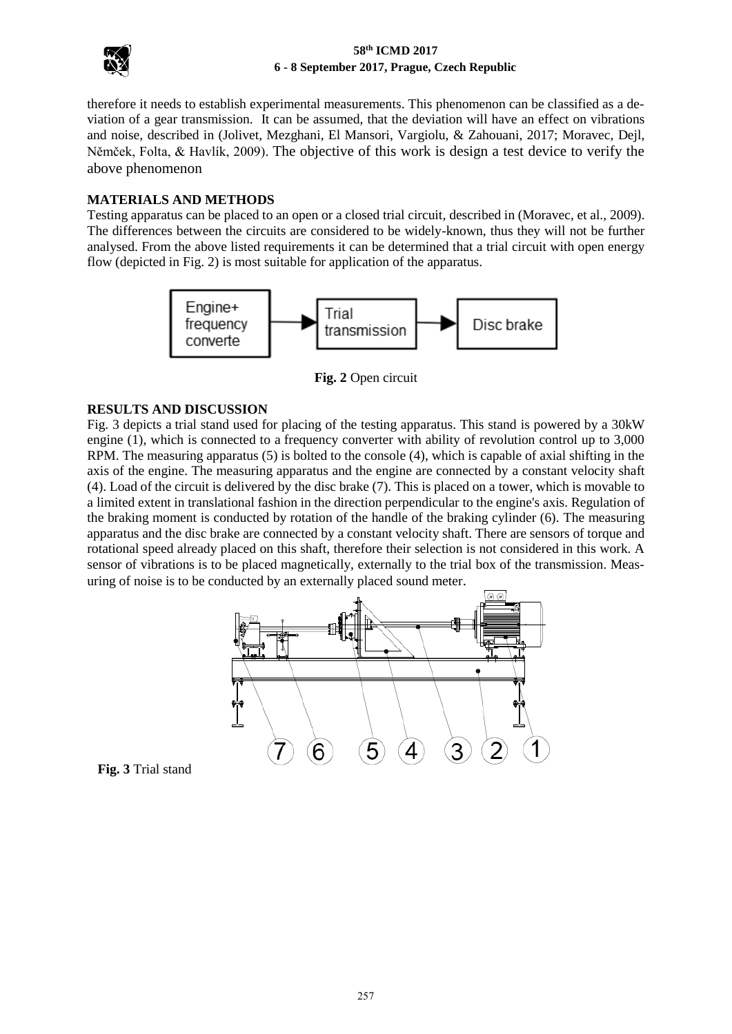therefore it needs to establish experimental measurements. This phenomenon can be classified as a deviation of a gear transmission. It can be assumed, that the deviation will have an effect on vibrations and noise, described in (Jolivet, Mezghani, El Mansori, Vargiolu, & Zahouani, 2017; Moravec, Dejl, Němček, Folta, & Havlík, 2009). The objective of this work is design a test device to verify the above phenomenon

## MATERIALS AND METHODS

Testing apparatus can be placed to an open or a closed trial circuit, described in (Moravec, et al., 2009). The differences between the circuits are considered to be widely-known, thus they will not be further analysed. From the above listed requirements it can be determined that a trial circuit with open energy flow (depicted in Fig. 2) is most suitable for application of the apparatus.

Engine+ frequency converte → Trial transmission → Disc brake

**Fig. 2** Open circuit

## RESULTS AND DISCUSSION

Fig. 3 depicts a trial stand used for placing of the testing apparatus. This stand is powered by a 30kW engine (1), which is connected to a frequency converter with ability of revolution control up to 3,000 RPM. The measuring apparatus (5) is bolted to the console (4), which is capable of axial shifting in the axis of the engine. The measuring apparatus and the engine are connected by a constant velocity shaft (4). Load of the circuit is delivered by the disc brake (7). This is placed on a tower, which is movable to a limited extent in translational fashion in the direction perpendicular to the engine's axis. Regulation of the braking moment is conducted by rotation of the handle of the braking cylinder (6). The measuring apparatus and the disc brake are connected by a constant velocity shaft. There are sensors of torque and rotational speed already placed on this shaft, therefore their selection is not considered in this work. A sensor of vibrations is to be placed magnetically, externally to the trial box of the transmission. Measuring of noise is to be conducted by an externally placed sound meter.

**Fig. 3** Trial stand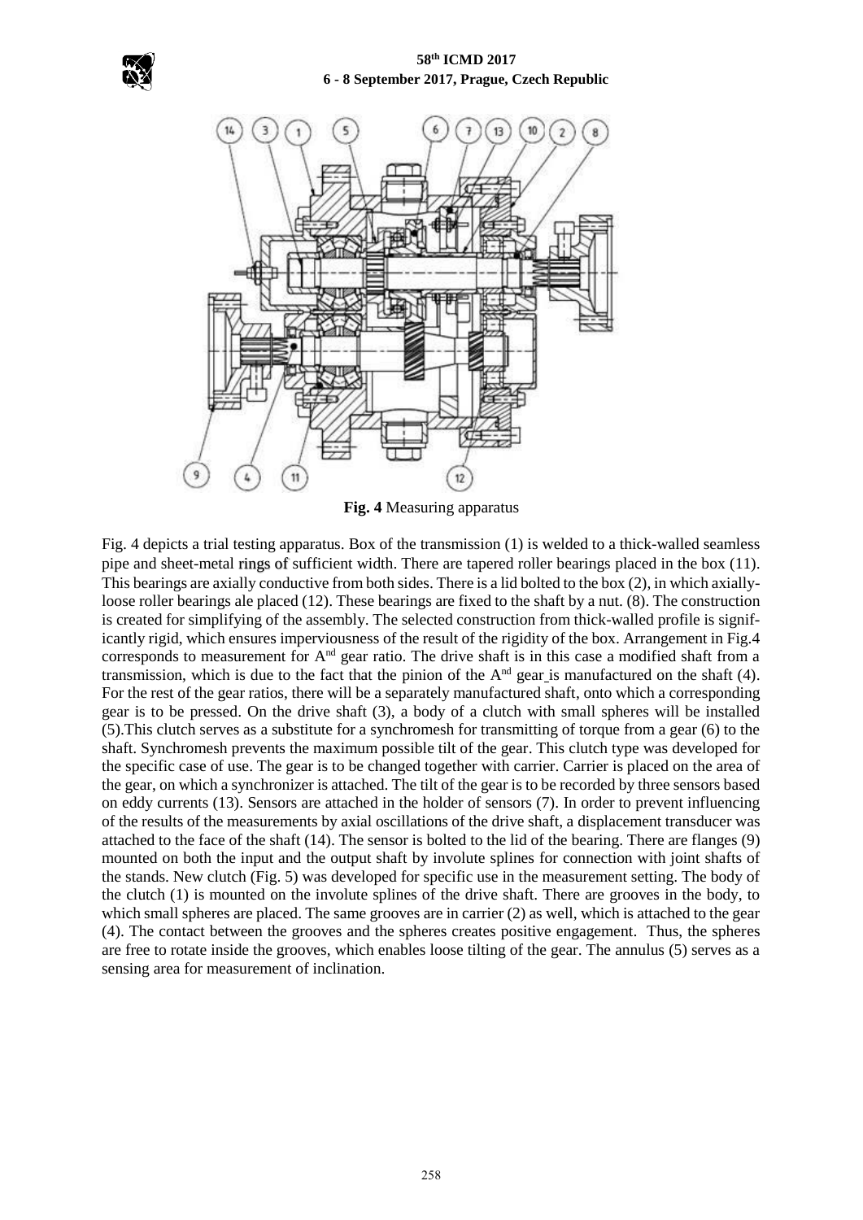**Fig. 4** Measuring apparatus

Fig. 4 depicts a trial testing apparatus. Box of the transmission (1) is welded to a thick-walled seamless pipe and sheet-metal rings of sufficient width. There are tapered roller bearings placed in the box (11). This bearings are axially conductive from both sides. There is a lid bolted to the box (2), in which axially-loose roller bearings ale placed (12). These bearings are fixed to the shaft by a nut. (8). The construction is created for simplifying of the assembly. The selected construction from thick-walled profile is significantly rigid, which ensures imperviousness of the result of the rigidity of the box. Arrangement in Fig.4 corresponds to measurement for A[nd] gear ratio. The drive shaft is in this case a modified shaft from a transmission, which is due to the fact that the pinion of the A[nd] gear is manufactured on the shaft (4). For the rest of the gear ratios, there will be a separately manufactured shaft, onto which a corresponding gear is to be pressed. On the drive shaft (3), a body of a clutch with small spheres will be installed (5).This clutch serves as a substitute for a synchromesh for transmitting of torque from a gear (6) to the shaft. Synchromesh prevents the maximum possible tilt of the gear. This clutch type was developed for the specific case of use. The gear is to be changed together with carrier. Carrier is placed on the area of the gear, on which a synchronizer is attached. The tilt of the gear is to be recorded by three sensors based on eddy currents (13). Sensors are attached in the holder of sensors (7). In order to prevent influencing of the results of the measurements by axial oscillations of the drive shaft, a displacement transducer was attached to the face of the shaft (14). The sensor is bolted to the lid of the bearing. There are flanges (9) mounted on both the input and the output shaft by involute splines for connection with joint shafts of the stands. New clutch (Fig. 5) was developed for specific use in the measurement setting. The body of the clutch (1) is mounted on the involute splines of the drive shaft. There are grooves in the body, to which small spheres are placed. The same grooves are in carrier (2) as well, which is attached to the gear (4). The contact between the grooves and the spheres creates positive engagement. Thus, the spheres are free to rotate inside the grooves, which enables loose tilting of the gear. The annulus (5) serves as a sensing area for measurement of inclination.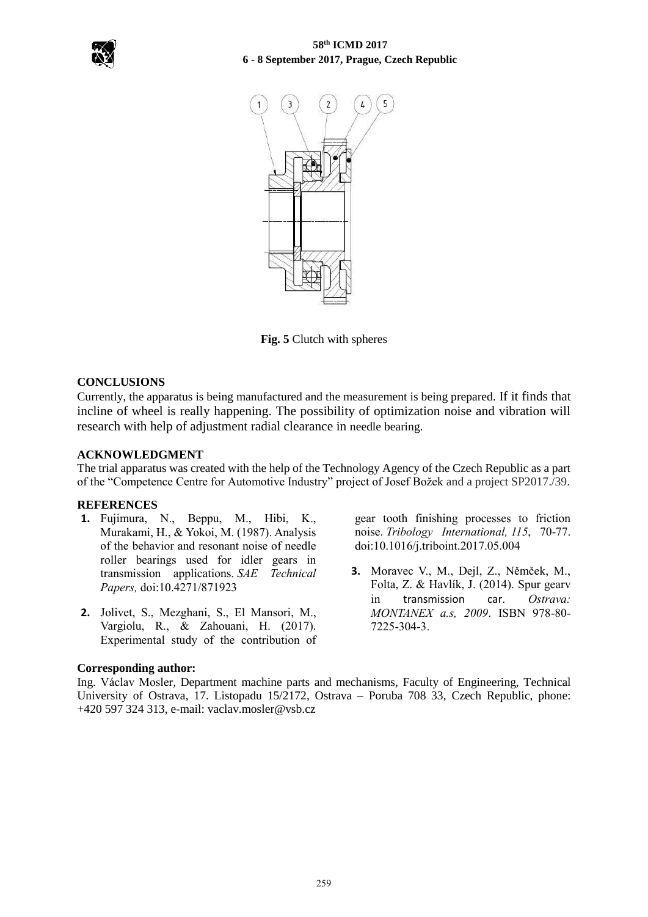Fig. 5 Clutch with spheres

## CONCLUSIONS

Currently, the apparatus is being manufactured and the measurement is being prepared. If it finds that incline of wheel is really happening. The possibility of optimization noise and vibration will research with help of adjustment radial clearance in needle bearing.

## ACKNOWLEDGMENT

The trial apparatus was created with the help of the Technology Agency of the Czech Republic as a part of the "Competence Centre for Automotive Industry" project of Josef Božek and a project SP2017./39.

## REFERENCES

1. Fujimura, N., Beppu, M., Hibi, K., Murakami, H., & Yokoi, M. (1987). Analysis of the behavior and resonant noise of needle roller bearings used for idler gears in transmission applications. *SAE Technical Papers,* doi:10.4271/871923
2. Jolivet, S., Mezghani, S., El Mansori, M., Vargiolu, R., & Zahouani, H. (2017). Experimental study of the contribution of gear tooth finishing processes to friction noise. *Tribology International, 115*, 70-77. doi:10.1016/j.triboint.2017.05.004
3. Moravec V., M., Dejl, Z., Němček, M., Folta, Z. & Havlík, J. (2014). Spur gearv in transmission car. *Ostrava: MONTANEX a.s, 2009*. ISBN 978-80-7225-304-3.

**Corresponding author:**

Ing. Václav Mosler, Department machine parts and mechanisms, Faculty of Engineering, Technical University of Ostrava, 17. Listopadu 15/2172, Ostrava – Poruba 708 33, Czech Republic, phone: +420 597 324 313, e-mail: vaclav.mosler@vsb.cz